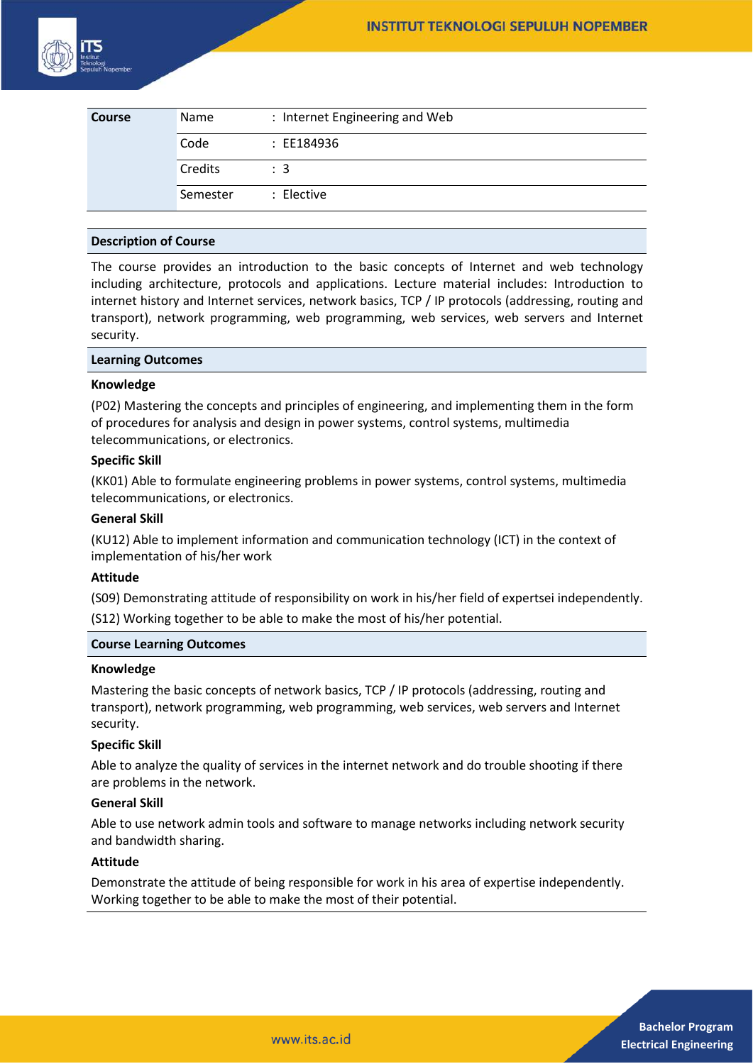| Course | Name | : Internet Engineering and Web |
| --- | --- | --- |
| | Code | : EE184936 |
| | Credits | : 3 |
| | Semester | : Elective |

## Description of Course

The course provides an introduction to the basic concepts of Internet and web technology including architecture, protocols and applications. Lecture material includes: Introduction to internet history and Internet services, network basics, TCP / IP protocols (addressing, routing and transport), network programming, web programming, web services, web servers and Internet security.

## Learning Outcomes

**Knowledge**

(P02) Mastering the concepts and principles of engineering, and implementing them in the form of procedures for analysis and design in power systems, control systems, multimedia telecommunications, or electronics.

**Specific Skill**

(KK01) Able to formulate engineering problems in power systems, control systems, multimedia telecommunications, or electronics.

**General Skill**

(KU12) Able to implement information and communication technology (ICT) in the context of implementation of his/her work

**Attitude**

(S09) Demonstrating attitude of responsibility on work in his/her field of expertsei independently.

(S12) Working together to be able to make the most of his/her potential.

## Course Learning Outcomes

**Knowledge**

Mastering the basic concepts of network basics, TCP / IP protocols (addressing, routing and transport), network programming, web programming, web services, web servers and Internet security.

**Specific Skill**

Able to analyze the quality of services in the internet network and do trouble shooting if there are problems in the network.

**General Skill**

Able to use network admin tools and software to manage networks including network security and bandwidth sharing.

**Attitude**

Demonstrate the attitude of being responsible for work in his area of expertise independently.
Working together to be able to make the most of their potential.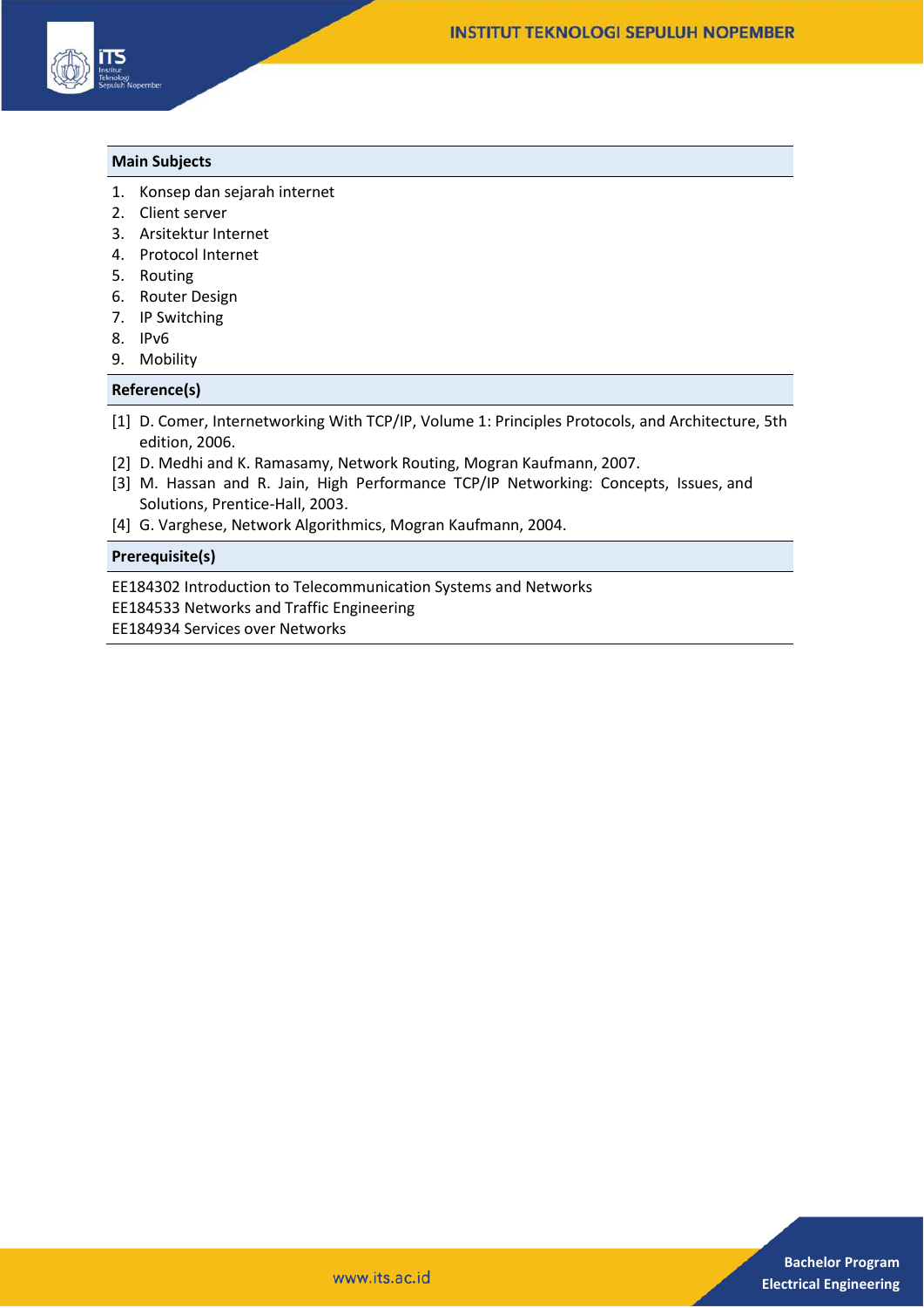## Main Subjects

1. Konsep dan sejarah internet
2. Client server
3. Arsitektur Internet
4. Protocol Internet
5. Routing
6. Router Design
7. IP Switching
8. IPv6
9. Mobility

## Reference(s)

[1] D. Comer, Internetworking With TCP/IP, Volume 1: Principles Protocols, and Architecture, 5th edition, 2006.
[2] D. Medhi and K. Ramasamy, Network Routing, Mogran Kaufmann, 2007.
[3] M. Hassan and R. Jain, High Performance TCP/IP Networking: Concepts, Issues, and Solutions, Prentice-Hall, 2003.
[4] G. Varghese, Network Algorithmics, Mogran Kaufmann, 2004.

## Prerequisite(s)

EE184302 Introduction to Telecommunication Systems and Networks
EE184533 Networks and Traffic Engineering
EE184934 Services over Networks